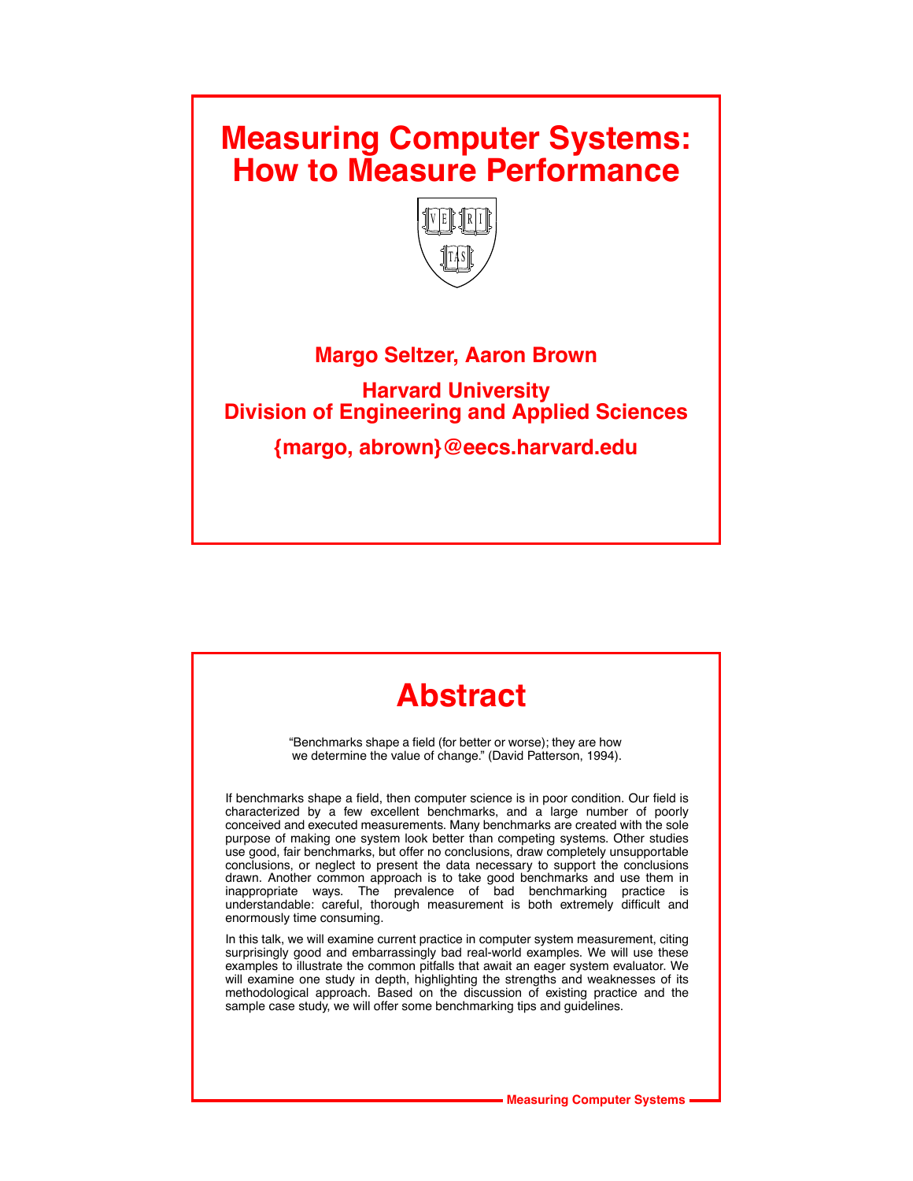# Measuring Computer Systems: How to Measure Performance

**Margo Seltzer, Aaron Brown**

**Harvard University**
**Division of Engineering and Applied Sciences**

**{margo, abrown}@eecs.harvard.edu**

## Abstract

"Benchmarks shape a field (for better or worse); they are how we determine the value of change." (David Patterson, 1994).

If benchmarks shape a field, then computer science is in poor condition. Our field is characterized by a few excellent benchmarks, and a large number of poorly conceived and executed measurements. Many benchmarks are created with the sole purpose of making one system look better than competing systems. Other studies use good, fair benchmarks, but offer no conclusions, draw completely unsupportable conclusions, or neglect to present the data necessary to support the conclusions drawn. Another common approach is to take good benchmarks and use them in inappropriate ways. The prevalence of bad benchmarking practice is understandable: careful, thorough measurement is both extremely difficult and enormously time consuming.

In this talk, we will examine current practice in computer system measurement, citing surprisingly good and embarrassingly bad real-world examples. We will use these examples to illustrate the common pitfalls that await an eager system evaluator. We will examine one study in depth, highlighting the strengths and weaknesses of its methodological approach. Based on the discussion of existing practice and the sample case study, we will offer some benchmarking tips and guidelines.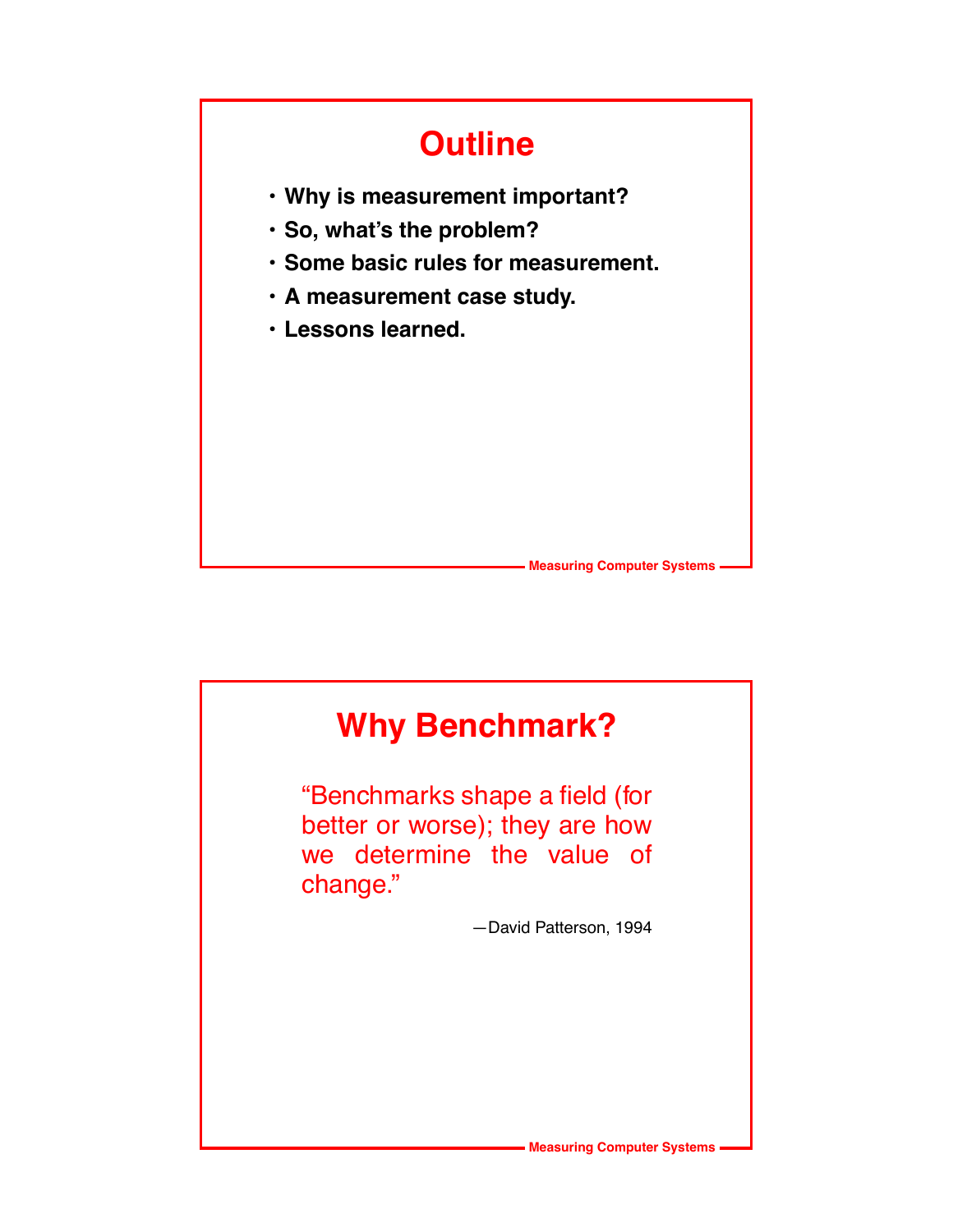# Outline

- Why is measurement important?
- So, what's the problem?
- Some basic rules for measurement.
- A measurement case study.
- Lessons learned.

# Why Benchmark?

"Benchmarks shape a field (for better or worse); they are how we determine the value of change."

—David Patterson, 1994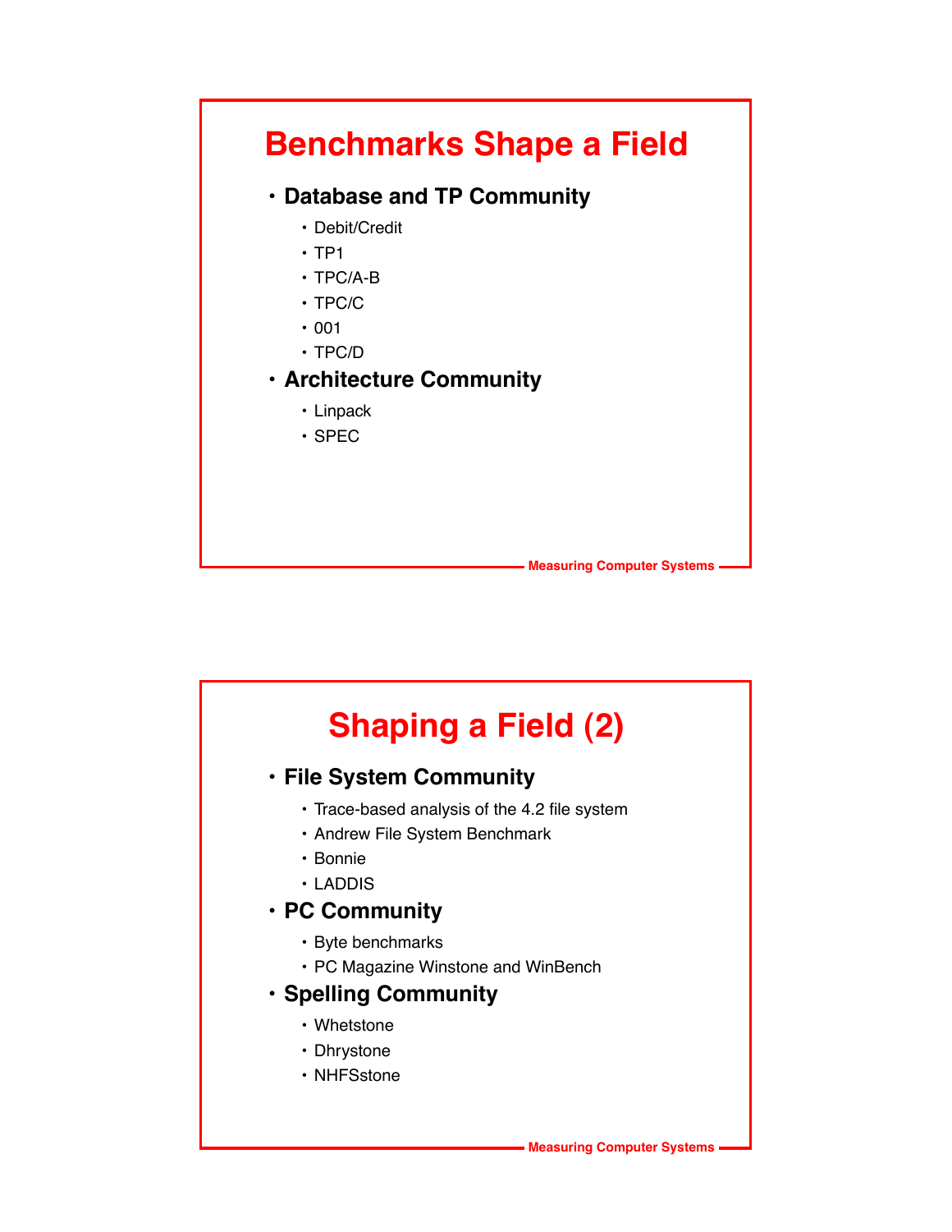# Benchmarks Shape a Field

- **Database and TP Community**
  - Debit/Credit
  - TP1
  - TPC/A-B
  - TPC/C
  - 001
  - TPC/D
- **Architecture Community**
  - Linpack
  - SPEC

# Shaping a Field (2)

- **File System Community**
  - Trace-based analysis of the 4.2 file system
  - Andrew File System Benchmark
  - Bonnie
  - LADDIS
- **PC Community**
  - Byte benchmarks
  - PC Magazine Winstone and WinBench
- **Spelling Community**
  - Whetstone
  - Dhrystone
  - NHFSstone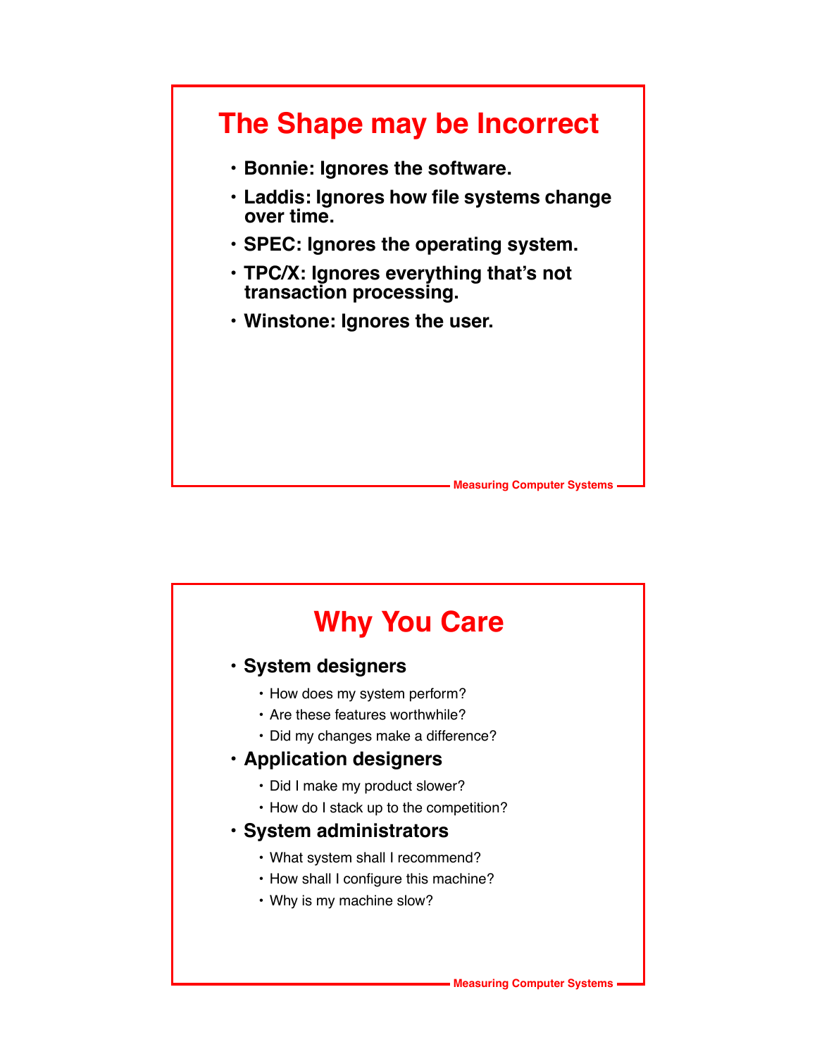## The Shape may be Incorrect

- **Bonnie: Ignores the software.**
- **Laddis: Ignores how file systems change over time.**
- **SPEC: Ignores the operating system.**
- **TPC/X: Ignores everything that's not transaction processing.**
- **Winstone: Ignores the user.**

## Why You Care

- **System designers**
  - How does my system perform?
  - Are these features worthwhile?
  - Did my changes make a difference?
- **Application designers**
  - Did I make my product slower?
  - How do I stack up to the competition?
- **System administrators**
  - What system shall I recommend?
  - How shall I configure this machine?
  - Why is my machine slow?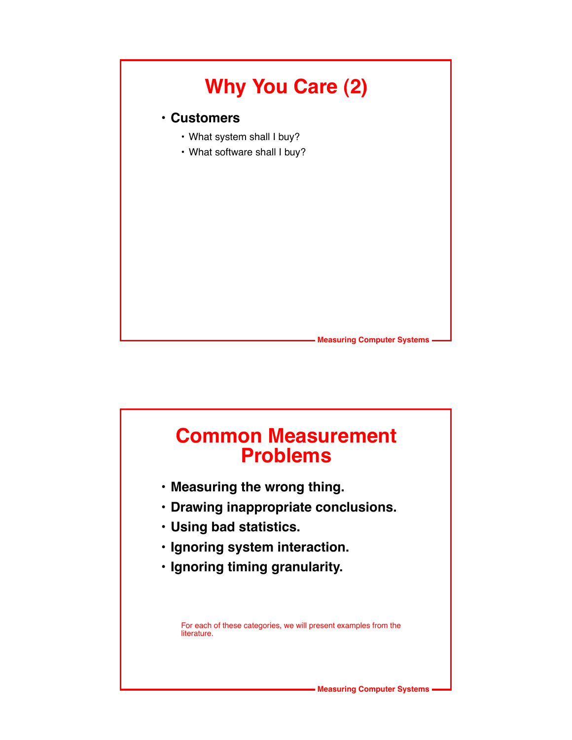# Why You Care (2)

- **Customers**
  - What system shall I buy?
  - What software shall I buy?

# Common Measurement Problems

- **Measuring the wrong thing.**
- **Drawing inappropriate conclusions.**
- **Using bad statistics.**
- **Ignoring system interaction.**
- **Ignoring timing granularity.**

For each of these categories, we will present examples from the literature.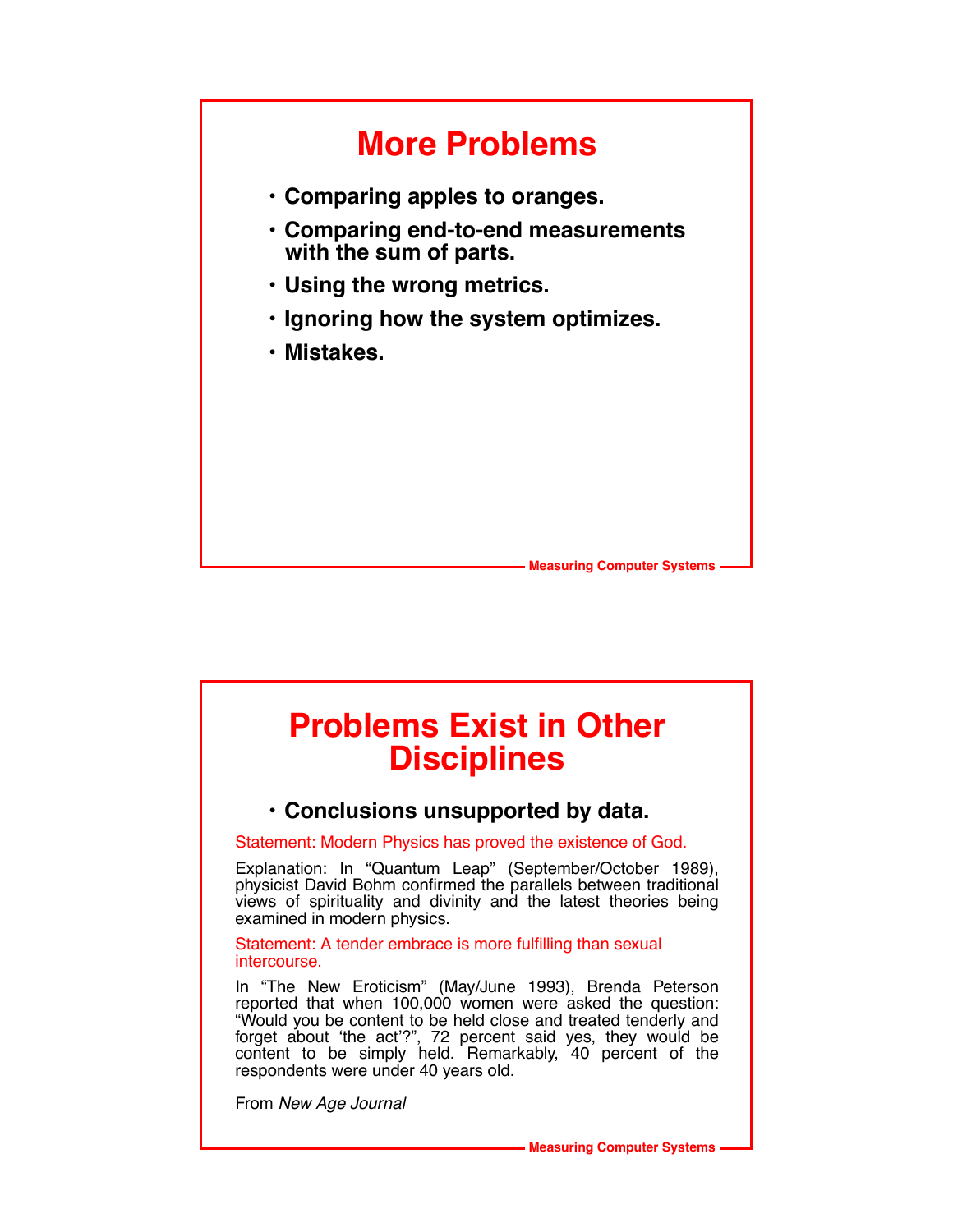# More Problems

- **Comparing apples to oranges.**
- **Comparing end-to-end measurements with the sum of parts.**
- **Using the wrong metrics.**
- **Ignoring how the system optimizes.**
- **Mistakes.**

# Problems Exist in Other Disciplines

- **Conclusions unsupported by data.**

Statement: Modern Physics has proved the existence of God.

Explanation: In "Quantum Leap" (September/October 1989), physicist David Bohm confirmed the parallels between traditional views of spirituality and divinity and the latest theories being examined in modern physics.

Statement: A tender embrace is more fulfilling than sexual intercourse.

In "The New Eroticism" (May/June 1993), Brenda Peterson reported that when 100,000 women were asked the question: "Would you be content to be held close and treated tenderly and forget about 'the act'?", 72 percent said yes, they would be content to be simply held. Remarkably, 40 percent of the respondents were under 40 years old.

From *New Age Journal*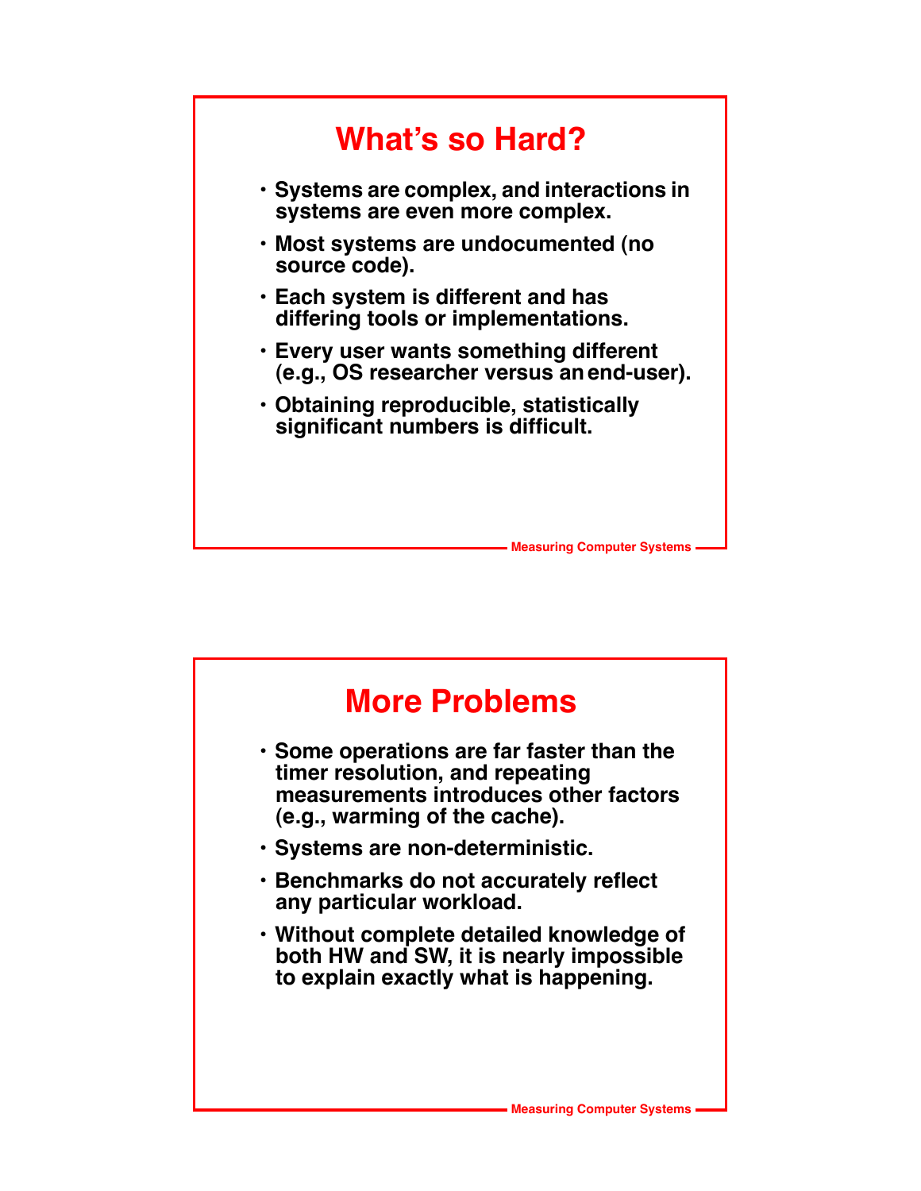## What's so Hard?

- Systems are complex, and interactions in systems are even more complex.
- Most systems are undocumented (no source code).
- Each system is different and has differing tools or implementations.
- Every user wants something different (e.g., OS researcher versus an end-user).
- Obtaining reproducible, statistically significant numbers is difficult.

## More Problems

- Some operations are far faster than the timer resolution, and repeating measurements introduces other factors (e.g., warming of the cache).
- Systems are non-deterministic.
- Benchmarks do not accurately reflect any particular workload.
- Without complete detailed knowledge of both HW and SW, it is nearly impossible to explain exactly what is happening.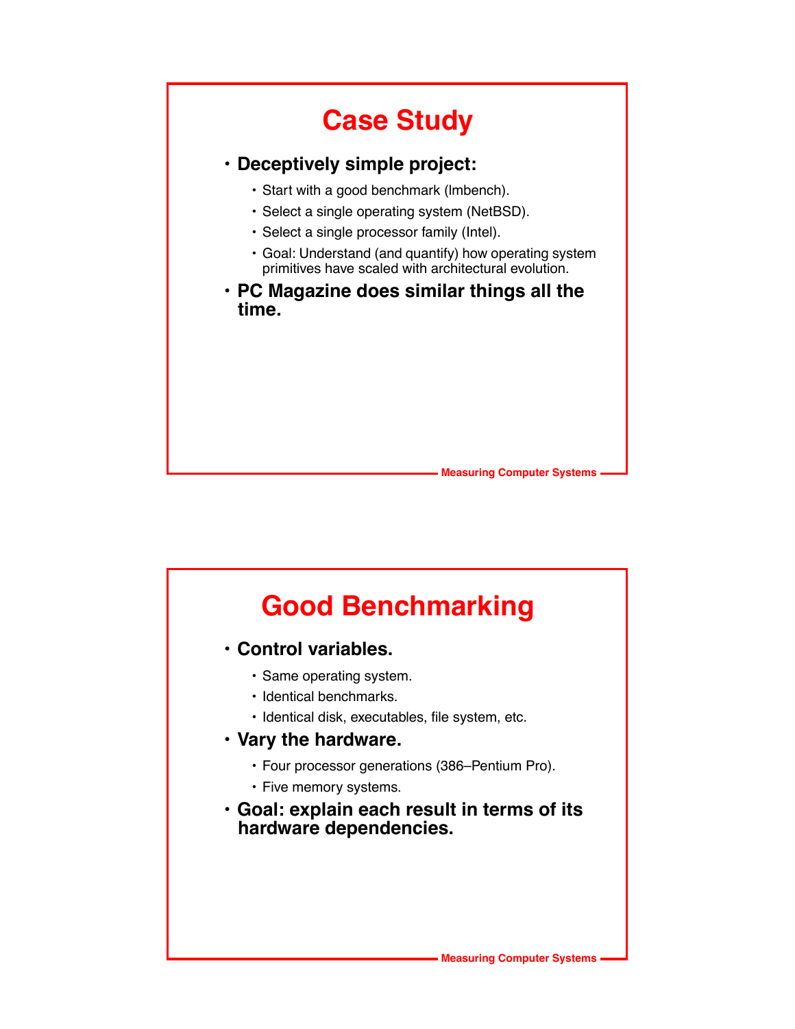# Case Study

- **Deceptively simple project:**
  - Start with a good benchmark (lmbench).
  - Select a single operating system (NetBSD).
  - Select a single processor family (Intel).
  - Goal: Understand (and quantify) how operating system primitives have scaled with architectural evolution.
- **PC Magazine does similar things all the time.**

# Good Benchmarking

- **Control variables.**
  - Same operating system.
  - Identical benchmarks.
  - Identical disk, executables, file system, etc.
- **Vary the hardware.**
  - Four processor generations (386–Pentium Pro).
  - Five memory systems.
- **Goal: explain each result in terms of its hardware dependencies.**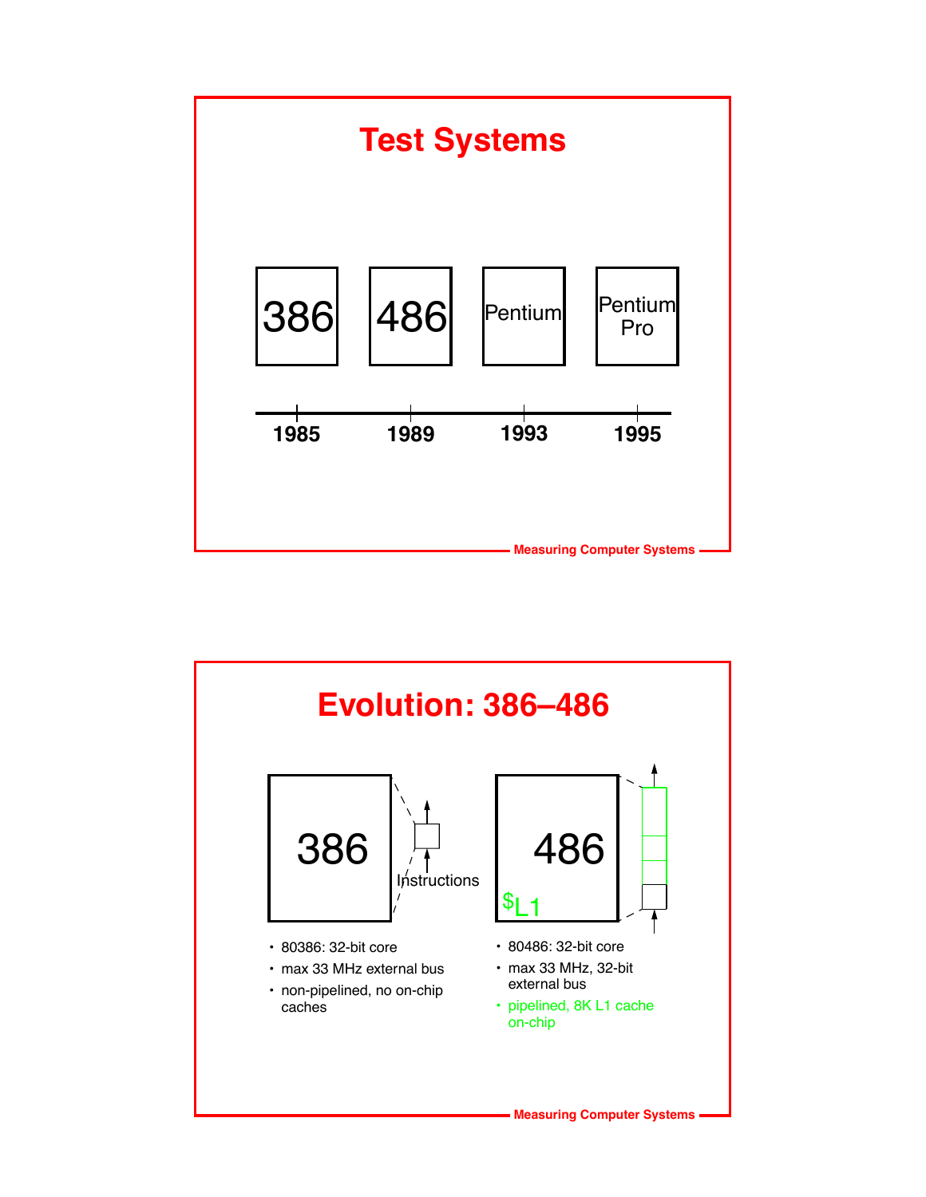# Test Systems

386 — 1985

486 — 1989

Pentium — 1993

Pentium Pro — 1995

# Evolution: 386–486

386 — Instructions

486 — $L1

- 80386: 32-bit core
- max 33 MHz external bus
- non-pipelined, no on-chip caches

- 80486: 32-bit core
- max 33 MHz, 32-bit external bus
- pipelined, 8K L1 cache on-chip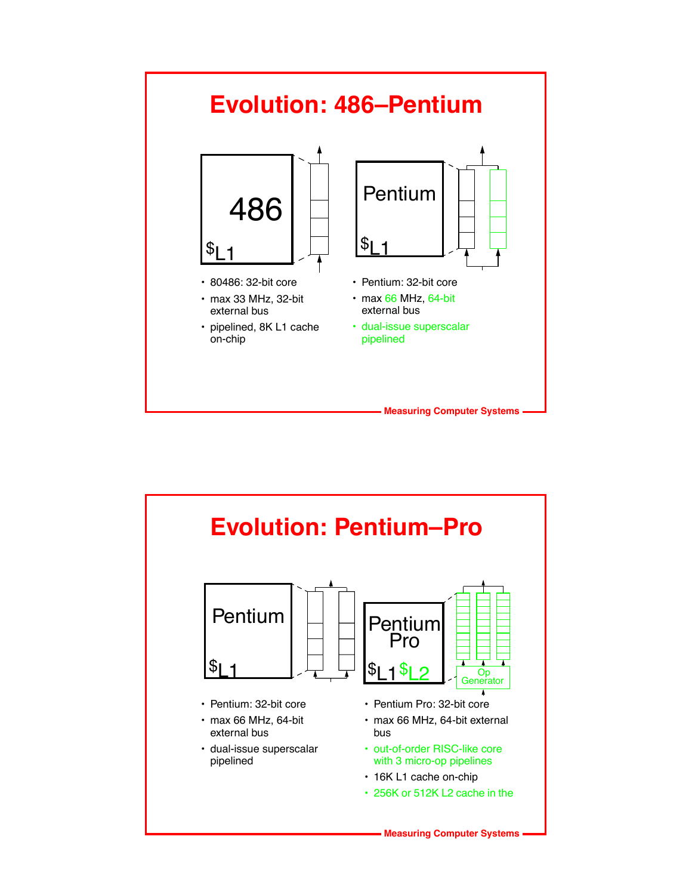# Evolution: 486–Pentium

486

$L1

Pentium

$L1

- 80486: 32-bit core
- max 33 MHz, 32-bit external bus
- pipelined, 8K L1 cache on-chip

- Pentium: 32-bit core
- max 66 MHz, 64-bit external bus
- dual-issue superscalar pipelined

# Evolution: Pentium–Pro

Pentium

$L1

Pentium Pro

$L1 $L2

Op Generator

- Pentium: 32-bit core
- max 66 MHz, 64-bit external bus
- dual-issue superscalar pipelined

- Pentium Pro: 32-bit core
- max 66 MHz, 64-bit external bus
- out-of-order RISC-like core with 3 micro-op pipelines
- 16K L1 cache on-chip
- 256K or 512K L2 cache in the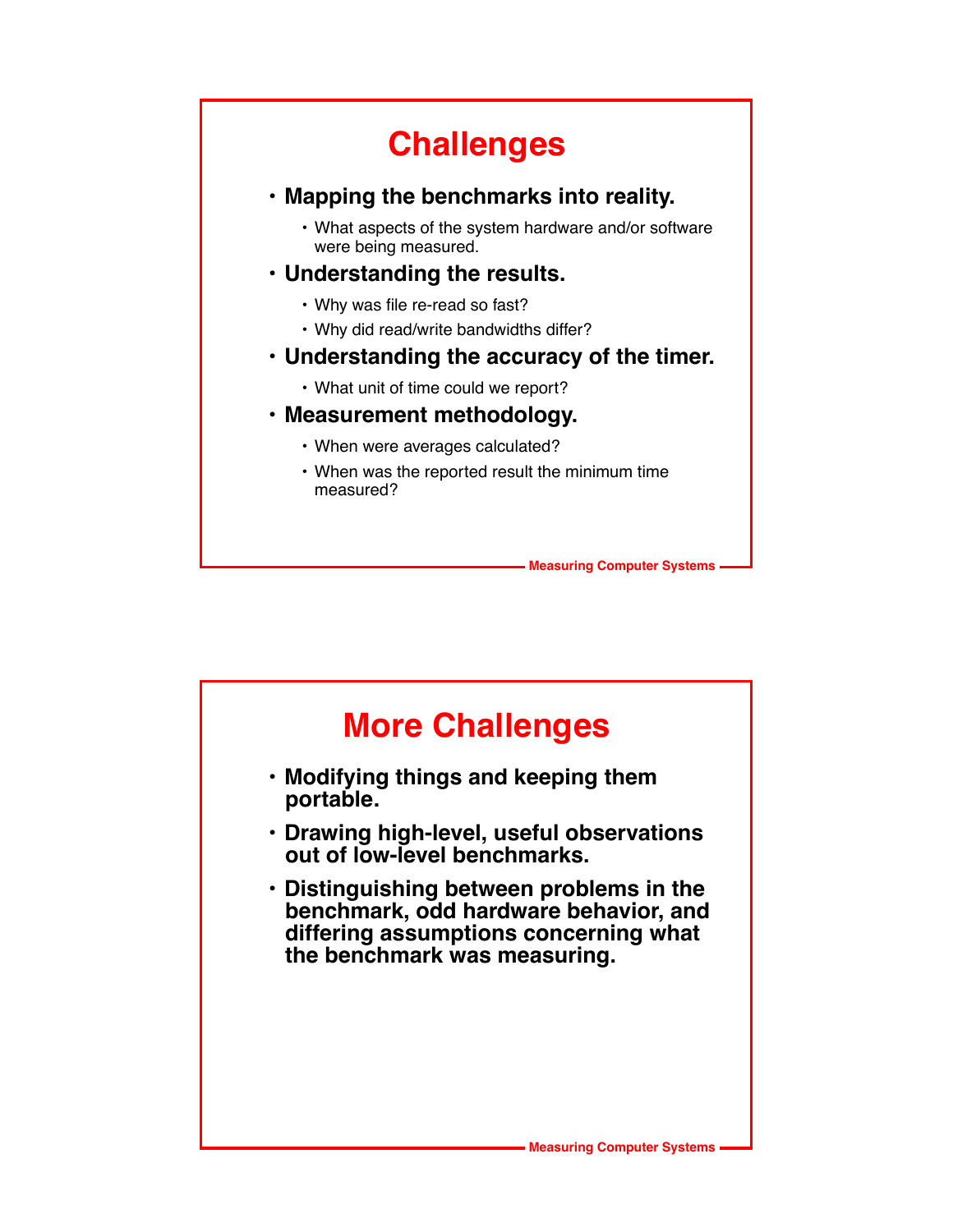# Challenges

- **Mapping the benchmarks into reality.**
  - What aspects of the system hardware and/or software were being measured.
- **Understanding the results.**
  - Why was file re-read so fast?
  - Why did read/write bandwidths differ?
- **Understanding the accuracy of the timer.**
  - What unit of time could we report?
- **Measurement methodology.**
  - When were averages calculated?
  - When was the reported result the minimum time measured?

# More Challenges

- **Modifying things and keeping them portable.**
- **Drawing high-level, useful observations out of low-level benchmarks.**
- **Distinguishing between problems in the benchmark, odd hardware behavior, and differing assumptions concerning what the benchmark was measuring.**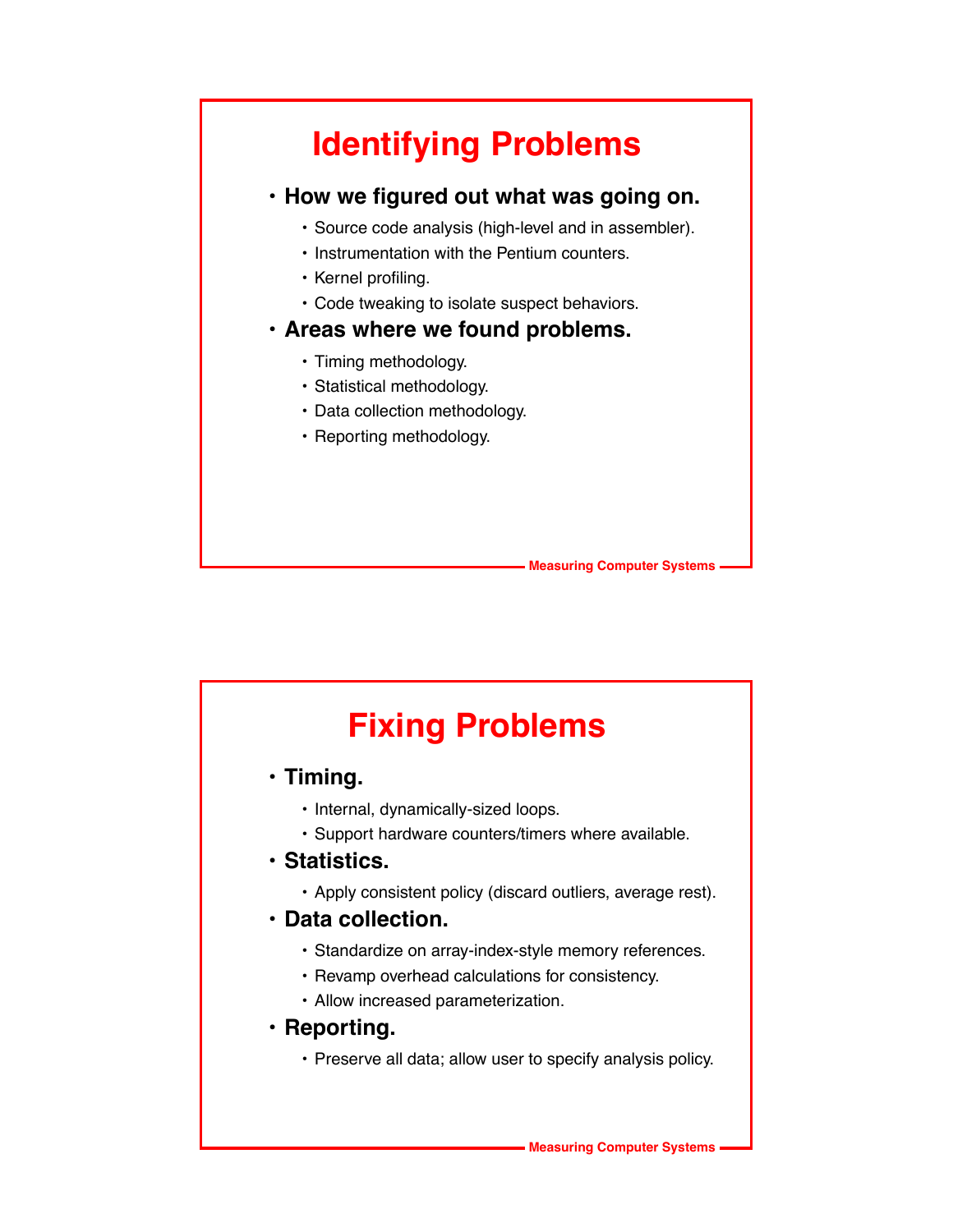# Identifying Problems

- **How we figured out what was going on.**
  - Source code analysis (high-level and in assembler).
  - Instrumentation with the Pentium counters.
  - Kernel profiling.
  - Code tweaking to isolate suspect behaviors.
- **Areas where we found problems.**
  - Timing methodology.
  - Statistical methodology.
  - Data collection methodology.
  - Reporting methodology.

# Fixing Problems

- **Timing.**
  - Internal, dynamically-sized loops.
  - Support hardware counters/timers where available.
- **Statistics.**
  - Apply consistent policy (discard outliers, average rest).
- **Data collection.**
  - Standardize on array-index-style memory references.
  - Revamp overhead calculations for consistency.
  - Allow increased parameterization.
- **Reporting.**
  - Preserve all data; allow user to specify analysis policy.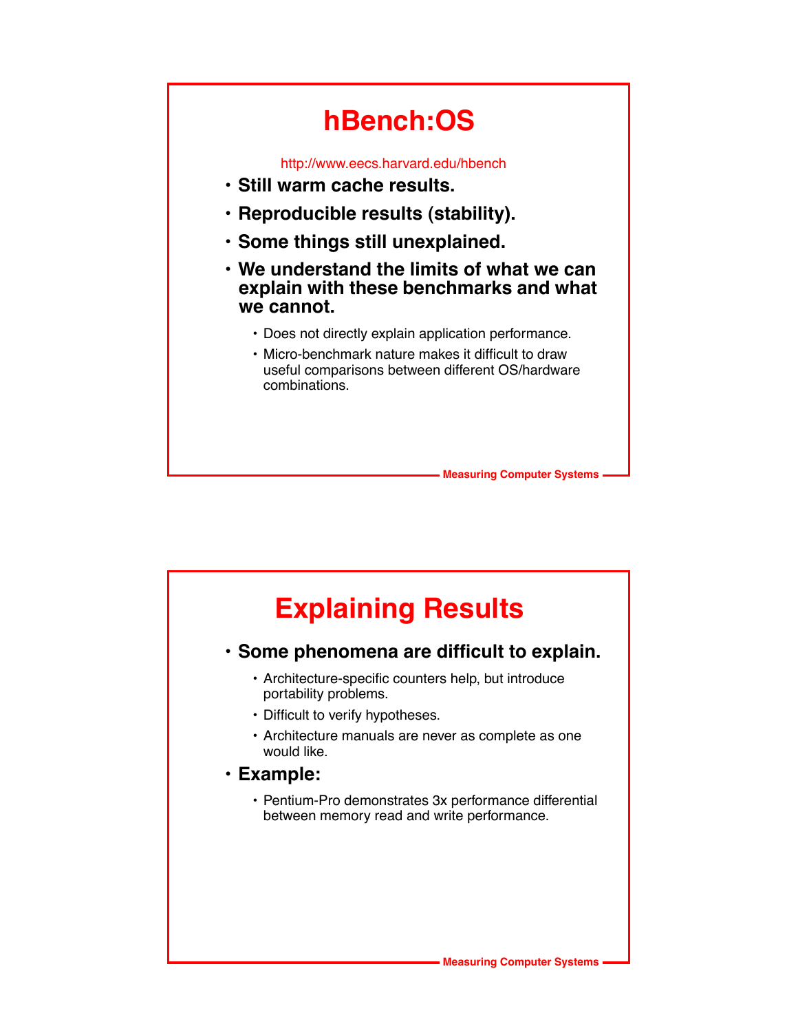# hBench:OS

http://www.eecs.harvard.edu/hbench

- **Still warm cache results.**
- **Reproducible results (stability).**
- **Some things still unexplained.**
- **We understand the limits of what we can explain with these benchmarks and what we cannot.**
  - Does not directly explain application performance.
  - Micro-benchmark nature makes it difficult to draw useful comparisons between different OS/hardware combinations.

# Explaining Results

- **Some phenomena are difficult to explain.**
  - Architecture-specific counters help, but introduce portability problems.
  - Difficult to verify hypotheses.
  - Architecture manuals are never as complete as one would like.
- **Example:**
  - Pentium-Pro demonstrates 3x performance differential between memory read and write performance.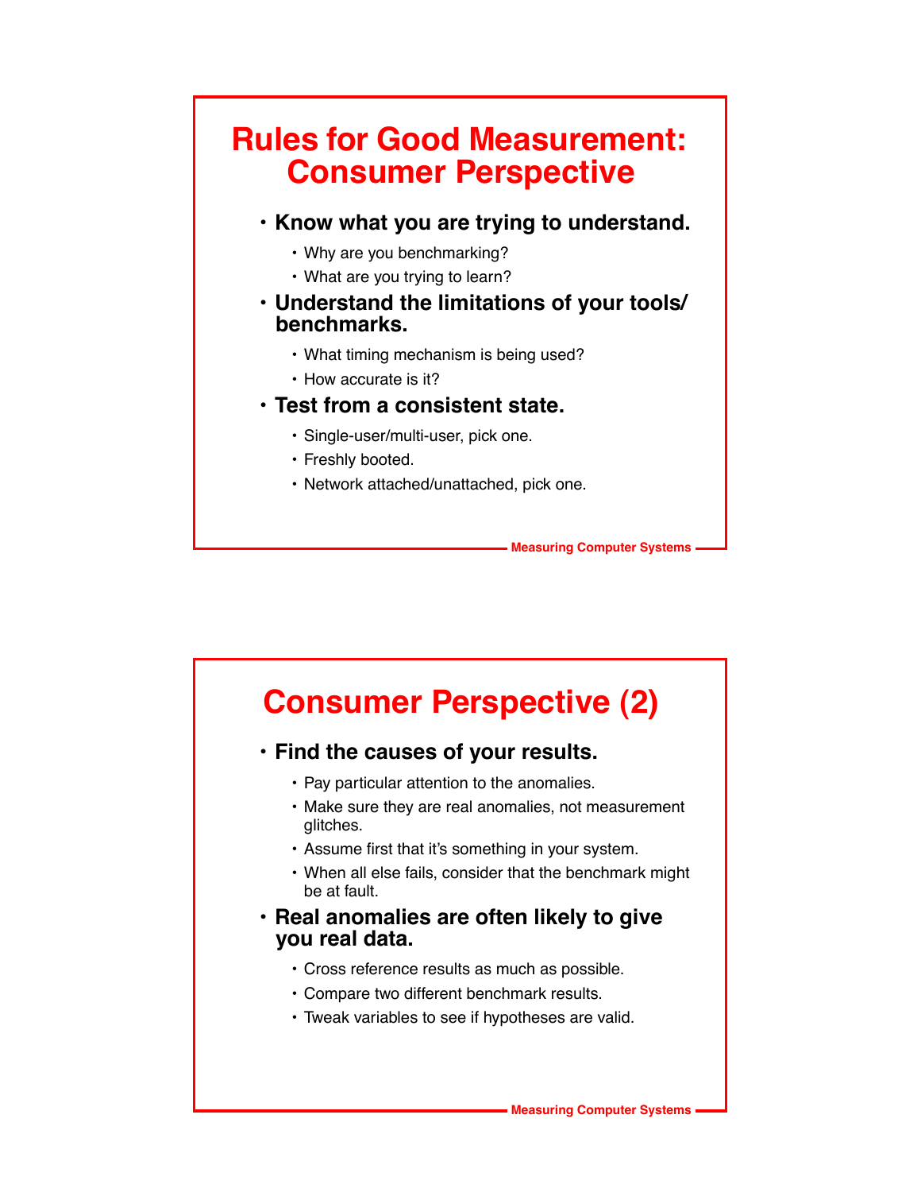# Rules for Good Measurement: Consumer Perspective

- **Know what you are trying to understand.**
  - Why are you benchmarking?
  - What are you trying to learn?
- **Understand the limitations of your tools/ benchmarks.**
  - What timing mechanism is being used?
  - How accurate is it?
- **Test from a consistent state.**
  - Single-user/multi-user, pick one.
  - Freshly booted.
  - Network attached/unattached, pick one.

# Consumer Perspective (2)

- **Find the causes of your results.**
  - Pay particular attention to the anomalies.
  - Make sure they are real anomalies, not measurement glitches.
  - Assume first that it's something in your system.
  - When all else fails, consider that the benchmark might be at fault.
- **Real anomalies are often likely to give you real data.**
  - Cross reference results as much as possible.
  - Compare two different benchmark results.
  - Tweak variables to see if hypotheses are valid.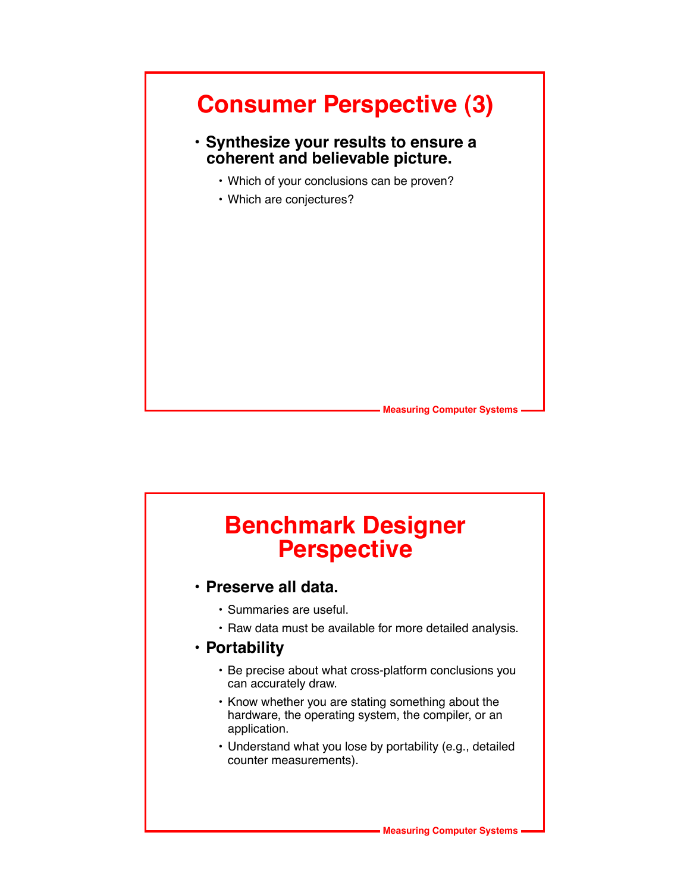## Consumer Perspective (3)

- **Synthesize your results to ensure a coherent and believable picture.**
  - Which of your conclusions can be proven?
  - Which are conjectures?

## Benchmark Designer Perspective

- **Preserve all data.**
  - Summaries are useful.
  - Raw data must be available for more detailed analysis.
- **Portability**
  - Be precise about what cross-platform conclusions you can accurately draw.
  - Know whether you are stating something about the hardware, the operating system, the compiler, or an application.
  - Understand what you lose by portability (e.g., detailed counter measurements).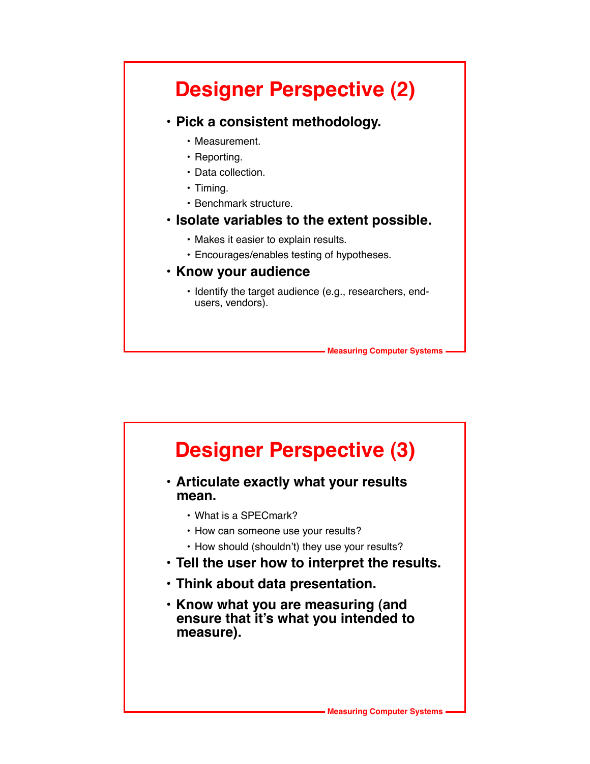# Designer Perspective (2)

- **Pick a consistent methodology.**
  - Measurement.
  - Reporting.
  - Data collection.
  - Timing.
  - Benchmark structure.
- **Isolate variables to the extent possible.**
  - Makes it easier to explain results.
  - Encourages/enables testing of hypotheses.
- **Know your audience**
  - Identify the target audience (e.g., researchers, end-users, vendors).

# Designer Perspective (3)

- **Articulate exactly what your results mean.**
  - What is a SPECmark?
  - How can someone use your results?
  - How should (shouldn't) they use your results?
- **Tell the user how to interpret the results.**
- **Think about data presentation.**
- **Know what you are measuring (and ensure that it's what you intended to measure).**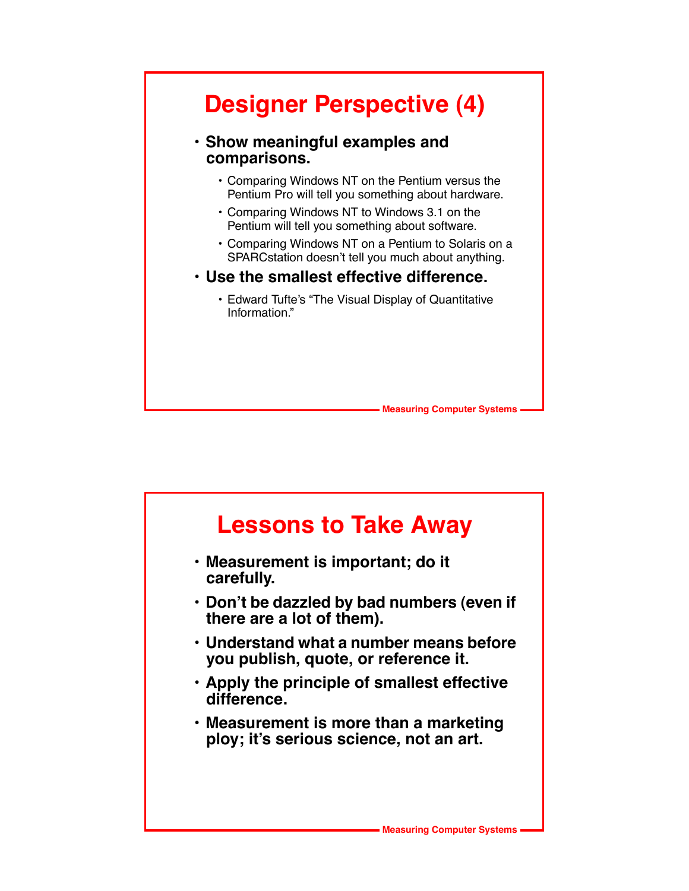## Designer Perspective (4)

- **Show meaningful examples and comparisons.**
  - Comparing Windows NT on the Pentium versus the Pentium Pro will tell you something about hardware.
  - Comparing Windows NT to Windows 3.1 on the Pentium will tell you something about software.
  - Comparing Windows NT on a Pentium to Solaris on a SPARCstation doesn't tell you much about anything.
- **Use the smallest effective difference.**
  - Edward Tufte's "The Visual Display of Quantitative Information."

## Lessons to Take Away

- **Measurement is important; do it carefully.**
- **Don't be dazzled by bad numbers (even if there are a lot of them).**
- **Understand what a number means before you publish, quote, or reference it.**
- **Apply the principle of smallest effective difference.**
- **Measurement is more than a marketing ploy; it's serious science, not an art.**